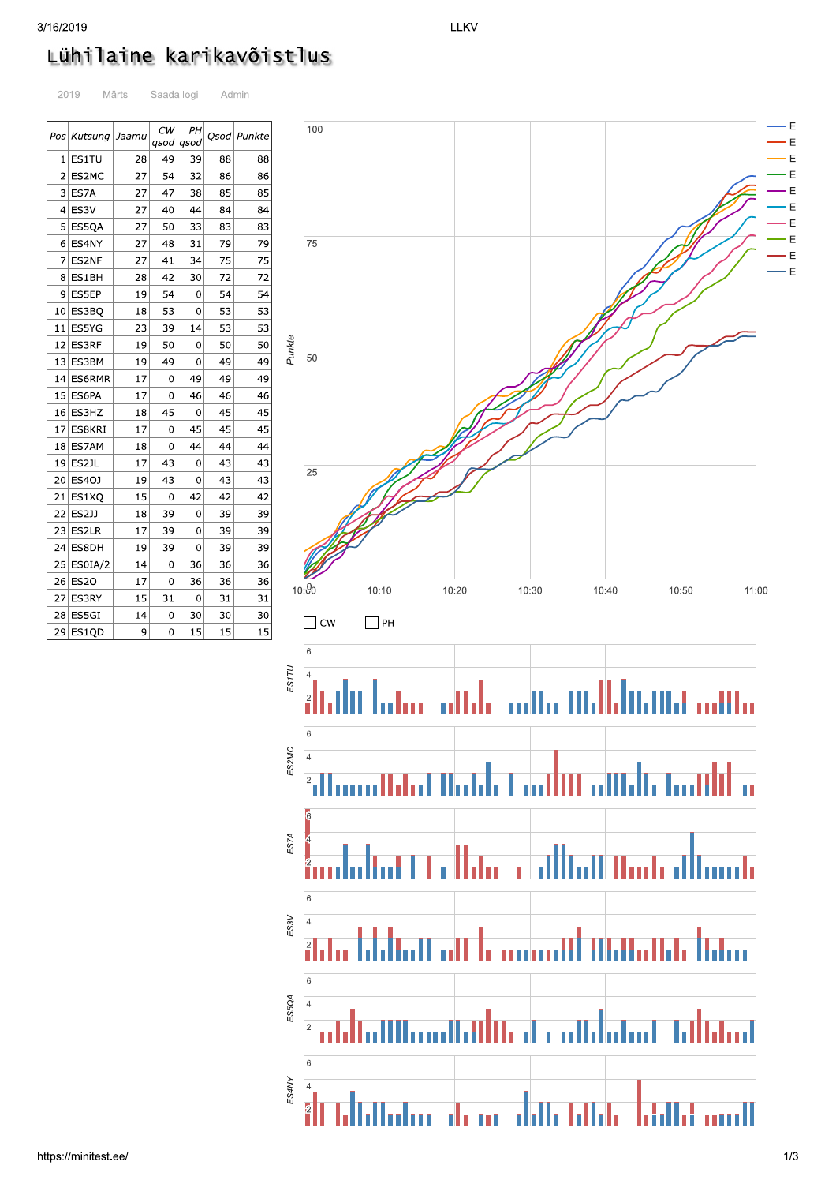# Lühilaine karikavõistlus

2019 Märts Saada logi Admin

| Pos | Kutsung | Jaamu | CW qsod | PH qsod | Qsod | Punkte |
|---|---|---|---|---|---|---|
| 1 | ES1TU | 28 | 49 | 39 | 88 | 88 |
| 2 | ES2MC | 27 | 54 | 32 | 86 | 86 |
| 3 | ES7A | 27 | 47 | 38 | 85 | 85 |
| 4 | ES3V | 27 | 40 | 44 | 84 | 84 |
| 5 | ES5QA | 27 | 50 | 33 | 83 | 83 |
| 6 | ES4NY | 27 | 48 | 31 | 79 | 79 |
| 7 | ES2NF | 27 | 41 | 34 | 75 | 75 |
| 8 | ES1BH | 28 | 42 | 30 | 72 | 72 |
| 9 | ES5EP | 19 | 54 | 0 | 54 | 54 |
| 10 | ES3BQ | 18 | 53 | 0 | 53 | 53 |
| 11 | ES5YG | 23 | 39 | 14 | 53 | 53 |
| 12 | ES3RF | 19 | 50 | 0 | 50 | 50 |
| 13 | ES3BM | 19 | 49 | 0 | 49 | 49 |
| 14 | ES6RMR | 17 | 0 | 49 | 49 | 49 |
| 15 | ES6PA | 17 | 0 | 46 | 46 | 46 |
| 16 | ES3HZ | 18 | 45 | 0 | 45 | 45 |
| 17 | ES8KRI | 17 | 0 | 45 | 45 | 45 |
| 18 | ES7AM | 18 | 0 | 44 | 44 | 44 |
| 19 | ES2JL | 17 | 43 | 0 | 43 | 43 |
| 20 | ES4OJ | 19 | 43 | 0 | 43 | 43 |
| 21 | ES1XQ | 15 | 0 | 42 | 42 | 42 |
| 22 | ES2JJ | 18 | 39 | 0 | 39 | 39 |
| 23 | ES2LR | 17 | 39 | 0 | 39 | 39 |
| 24 | ES8DH | 19 | 39 | 0 | 39 | 39 |
| 25 | ES0IA/2 | 14 | 0 | 36 | 36 | 36 |
| 26 | ES2O | 17 | 0 | 36 | 36 | 36 |
| 27 | ES3RY | 15 | 31 | 0 | 31 | 31 |
| 28 | ES5GI | 14 | 0 | 30 | 30 | 30 |
| 29 | ES1QD | 9 | 0 | 15 | 15 | 15 |

CW PH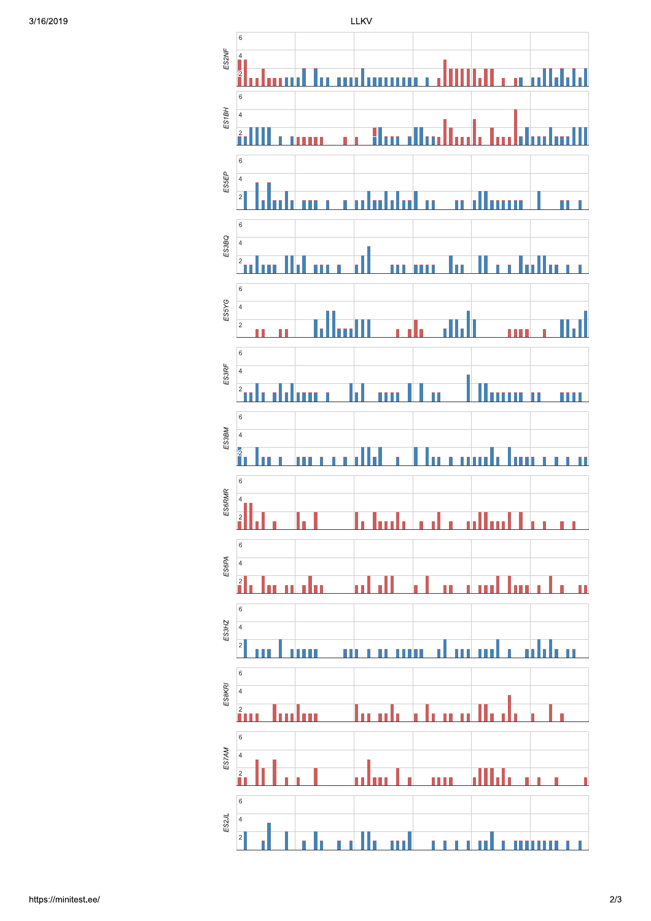LLKV

ES2NF

6

4

2

ES1BH

6

4

2

ES5EP

6

4

2

ES3BQ

6

4

2

ES5YG

6

4

2

ES3RF

6

4

2

ES3BM

6

4

2

ES6RMR

6

4

2

ES6PA

6

4

2

ES3HZ

6

4

2

ES8KRI

6

4

2

ES7AM

6

4

2

ES2JL

6

4

2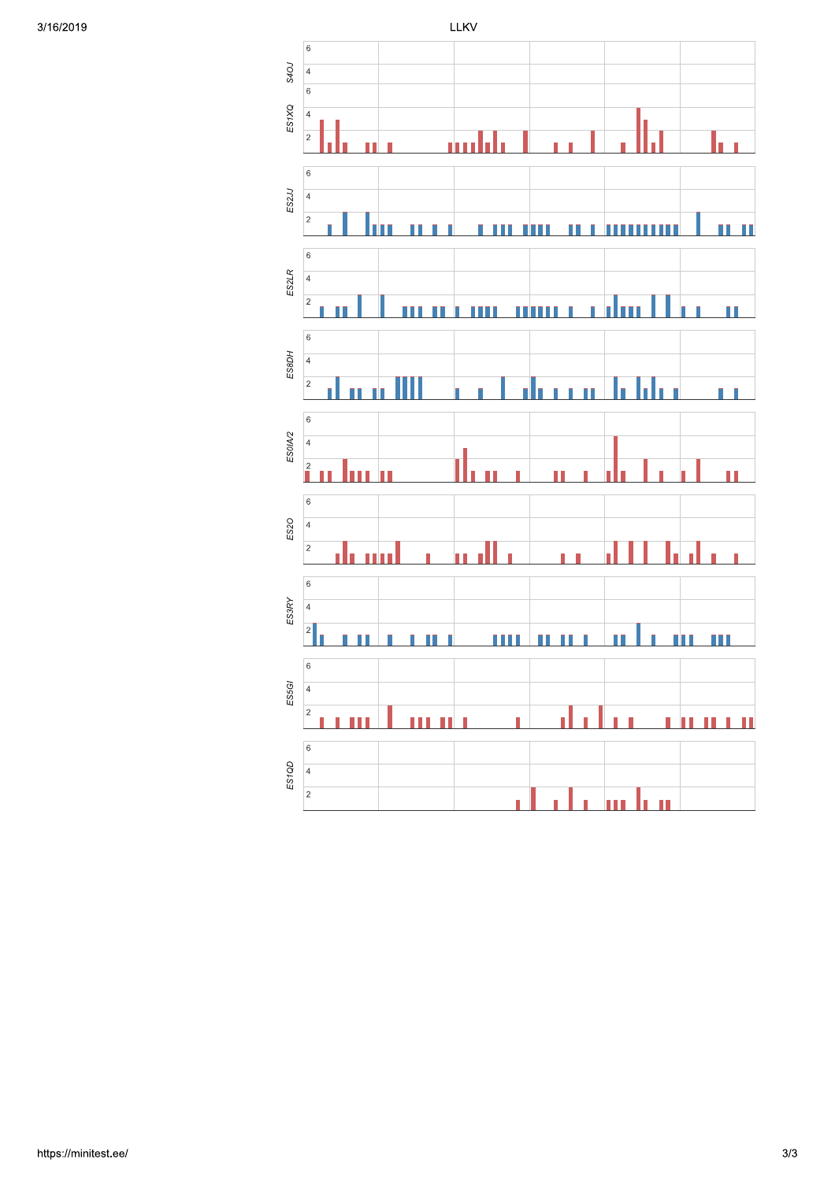LLKV

S4OJ

6

4

ES1XQ

6

4

2

ES2JJ

6

4

2

ES2LR

6

4

2

ES8DH

6

4

2

ES0IA/2

6

4

2

ES2O

6

4

2

ES3RY

6

4

2

ES5GI

6

4

2

ES1QD

6

4

2